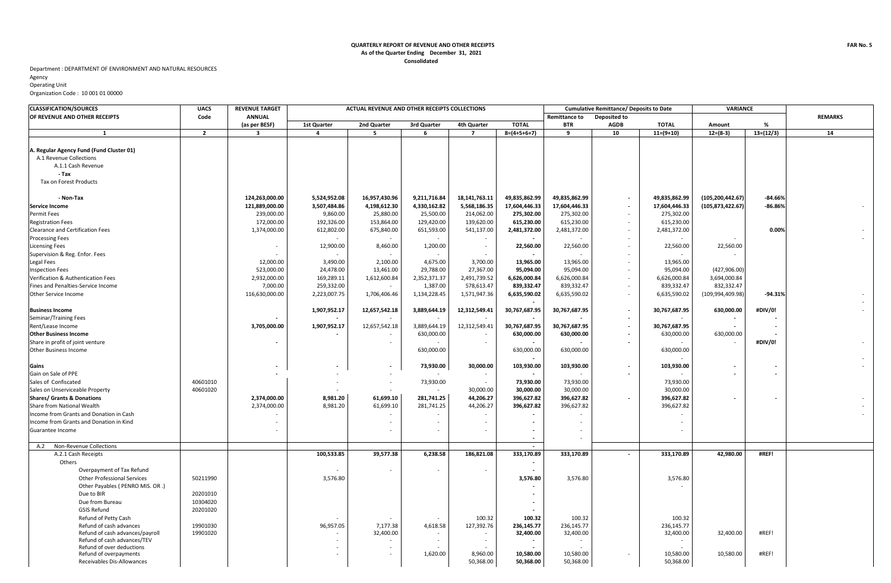**QUARTERLY REPORT OF REVENUE AND OTHER RECEIPTS**
**As of the Quarter Ending December 31, 2021**
**Consolidated**

**FAR No. 5**

Department : DEPARTMENT OF ENVIRONMENT AND NATURAL RESOURCES
Agency
Operating Unit
Organization Code : 10 001 01 00000

| CLASSIFICATION/SOURCES OF REVENUE AND OTHER RECEIPTS | UACS Code | REVENUE TARGET ANNUAL (as per BESF) | ACTUAL REVENUE AND OTHER RECEIPTS COLLECTIONS | | | | | Cumulative Remittance/ Deposits to Date | | | VARIANCE | | REMARKS |
|---|---|---|---|---|---|---|---|---|---|---|---|---|---|
| | | | 1st Quarter | 2nd Quarter | 3rd Quarter | 4th Quarter | TOTAL | Remittance to BTR | Deposited to AGDB | TOTAL | Amount | % | |
| 1 | 2 | 3 | 4 | 5 | 6 | 7 | 8=(4+5+6+7) | 9 | 10 | 11=(9+10) | 12=(8-3) | 13=(12/3) | 14 |
| **A. Regular Agency Fund (Fund Cluster 01)** | | | | | | | | | | | | | |
| A.1 Revenue Collections | | | | | | | | | | | | | |
| A.1.1 Cash Revenue | | | | | | | | | | | | | |
| **- Tax** | | | | | | | | | | | | | |
| Tax on Forest Products | | | | | | | | | | | | | |
| **- Non-Tax** | | **124,263,000.00** | **5,524,952.08** | **16,957,430.96** | **9,211,716.84** | **18,141,763.11** | **49,835,862.99** | **49,835,862.99** | **-** | **49,835,862.99** | **(105,200,442.67)** | **-84.66%** | |
| **Service Income** | | **121,889,000.00** | **3,507,484.86** | **4,198,612.30** | **4,330,162.82** | **5,568,186.35** | **17,604,446.33** | **17,604,446.33** | **-** | **17,604,446.33** | **(105,873,422.67)** | **-86.86%** | - |
| Permit Fees | | 239,000.00 | 9,860.00 | 25,880.00 | 25,500.00 | 214,062.00 | **275,302.00** | 275,302.00 | - | 275,302.00 | | | |
| Registration Fees | | 172,000.00 | 192,326.00 | 153,864.00 | 129,420.00 | 139,620.00 | **615,230.00** | 615,230.00 | - | 615,230.00 | | | |
| Clearance and Certification Fees | | 1,374,000.00 | 612,802.00 | 675,840.00 | 651,593.00 | 541,137.00 | **2,481,372.00** | 2,481,372.00 | - | 2,481,372.00 | | **0.00%** | - |
| Processing Fees | | | - | - | - | - | **-** | - | - | - | - | | - |
| Licensing Fees | | - | 12,900.00 | 8,460.00 | 1,200.00 | - | **22,560.00** | 22,560.00 | - | 22,560.00 | 22,560.00 | | |
| Supervision & Reg. Enfor. Fees | | - | - | - | - | - | **-** | - | - | - | - | | |
| Legal Fees | | 12,000.00 | 3,490.00 | 2,100.00 | 4,675.00 | 3,700.00 | **13,965.00** | 13,965.00 | - | 13,965.00 | | | |
| Inspection Fees | | 523,000.00 | 24,478.00 | 13,461.00 | 29,788.00 | 27,367.00 | **95,094.00** | 95,094.00 | - | 95,094.00 | (427,906.00) | | |
| Verification & Authentication Fees | | 2,932,000.00 | 169,289.11 | 1,612,600.84 | 2,352,371.37 | 2,491,739.52 | **6,626,000.84** | 6,626,000.84 | - | 6,626,000.84 | 3,694,000.84 | | |
| Fines and Penalties-Service Income | | 7,000.00 | 259,332.00 | - | 1,387.00 | 578,613.47 | **839,332.47** | 839,332.47 | - | 839,332.47 | 832,332.47 | | |
| Other Service Income | | 116,630,000.00 | 2,223,007.75 | 1,706,406.46 | 1,134,228.45 | 1,571,947.36 | **6,635,590.02** | 6,635,590.02 | - | 6,635,590.02 | (109,994,409.98) | **-94.31%** | - |
| **Business Income** | | | **1,907,952.17** | **12,657,542.18** | **3,889,644.19** | **12,312,549.41** | **30,767,687.95** | **30,767,687.95** | **-** | **30,767,687.95** | **630,000.00** | **#DIV/0!** | - |
| Seminar/Training Fees | | **-** | **-** | - | - | - | **-** | - | **-** | - | **-** | **-** | |
| Rent/Lease Income | | **3,705,000.00** | **1,907,952.17** | 12,657,542.18 | 3,889,644.19 | 12,312,549.41 | **30,767,687.95** | **30,767,687.95** | **-** | **30,767,687.95** | **-** | **-** | |
| **Other Business Income** | | | **-** | - | 630,000.00 | - | **630,000.00** | **630,000.00** | **-** | 630,000.00 | 630,000.00 | **-** | |
| Share in profit of joint venture | | **-** | | - | - | - | **-** | **-** | **-** | - | - | **#DIV/0!** | - |
| Other Business Income | | | | | 630,000.00 | | 630,000.00 | 630,000.00 | | 630,000.00 | | | |
| **Gains** | | **-** | **-** | **-** | **73,930.00** | **30,000.00** | **103,930.00** | **103,930.00** | **-** | **103,930.00** | **-** | **-** | - |
| Gain on Sale of PPE | | **-** | | - | - | | **-** | - | **-** | - | **-** | **-** | |
| Sales of Confiscated | 40601010 | | - | - | 73,930.00 | - | **73,930.00** | 73,930.00 | | 73,930.00 | | | |
| Sales on Unserviceable Property | 40601020 | | - | - | - | 30,000.00 | **30,000.00** | 30,000.00 | | 30,000.00 | | | |
| **Shares/ Grants & Donations** | | **2,374,000.00** | **8,981.20** | **61,699.10** | **281,741.25** | **44,206.27** | **396,627.82** | **396,627.82** | **-** | **396,627.82** | **-** | **-** | - |
| Share from National Wealth | | 2,374,000.00 | 8,981.20 | 61,699.10 | 281,741.25 | 44,206.27 | **396,627.82** | 396,627.82 | | 396,627.82 | | | - |
| Income from Grants and Donation in Cash | | - | | - | - | - | **-** | - | | - | | | - |
| Income from Grants and Donation in Kind | | - | | - | - | - | **-** | - | | - | | | |
| Guarantee Income | | - | | - | - | - | **-** | - | | - | | | |
| A.2 Non-Revenue Collections | | | | | | | **-** | | | | | | |
| A.2.1 Cash Receipts | | | **100,533.85** | **39,577.38** | **6,238.58** | **186,821.08** | **333,170.89** | **333,170.89** | **-** | **333,170.89** | **42,980.00** | **#REF!** | |
| Others | | | | | | | **-** | | | | | | |
| Overpayment of Tax Refund | | | - | - | - | - | **-** | | | | | | |
| Other Professional Services | 50211990 | | 3,576.80 | | | | **3,576.80** | 3,576.80 | | 3,576.80 | | | |
| Other Payables ( PENRO MIS. OR .) | | | | | | | **-** | | | - | | | |
| Due to BIR | 20201010 | | | | | | **-** | | | | | | |
| Due from Bureau | 10304020 | | | | | | **-** | | | | | | |
| GSIS Refund | 20201020 | | | | | | **-** | | | | | | |
| Refund of Petty Cash | | | - | - | - | 100.32 | **100.32** | 100.32 | | 100.32 | | | |
| Refund of cash advances | 19901030 | | 96,957.05 | 7,177.38 | 4,618.58 | 127,392.76 | **236,145.77** | 236,145.77 | | 236,145.77 | | | |
| Refund of cash advances/payroll | 19901020 | | - | 32,400.00 | - | - | **32,400.00** | 32,400.00 | | 32,400.00 | 32,400.00 | #REF! | |
| Refund of cash advances/TEV | | | - | - | - | - | **-** | - | | - | | | |
| Refund of over deductions | | | - | - | - | - | **-** | - | | - | | | |
| Refund of overpayments | | | - | - | 1,620.00 | 8,960.00 | **10,580.00** | 10,580.00 | - | 10,580.00 | 10,580.00 | #REF! | |
| Receivables Dis-Allowances | | | | | | 50,368.00 | **50,368.00** | 50,368.00 | | 50,368.00 | | | |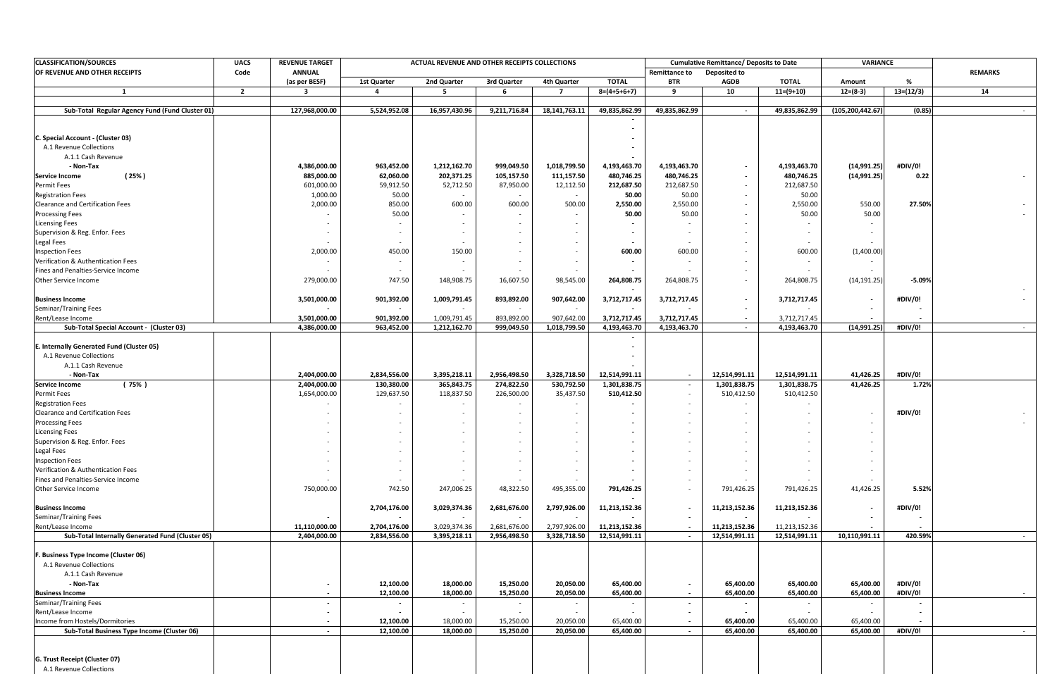| CLASSIFICATION/SOURCES OF REVENUE AND OTHER RECEIPTS | UACS Code | REVENUE TARGET ANNUAL (as per BESF) | ACTUAL REVENUE AND OTHER RECEIPTS COLLECTIONS | | | | | Cumulative Remittance/ Deposits to Date | | | VARIANCE | | REMARKS |
|---|---|---|---|---|---|---|---|---|---|---|---|---|---|
| | | | 1st Quarter | 2nd Quarter | 3rd Quarter | 4th Quarter | TOTAL | Remittance to BTR | Deposited to AGDB | TOTAL | Amount | % | |
| 1 | 2 | 3 | 4 | 5 | 6 | 7 | 8=(4+5+6+7) | 9 | 10 | 11=(9+10) | 12=(8-3) | 13=(12/3) | 14 |
| **Sub-Total Regular Agency Fund (Fund Cluster 01)** | | **127,968,000.00** | **5,524,952.08** | **16,957,430.96** | **9,211,716.84** | **18,141,763.11** | **49,835,862.99** | **49,835,862.99** | **-** | **49,835,862.99** | **(105,200,442.67)** | **(0.85)** | - |
| | | | | | | | - | | | | | | |
| **C. Special Account - (Cluster 03)** | | | | | | | - | | | | | | |
| A.1 Revenue Collections | | | | | | | - | | | | | | |
| A.1.1 Cash Revenue | | | | | | | - | | | | | | |
| **- Non-Tax** | | **4,386,000.00** | **963,452.00** | **1,212,162.70** | **999,049.50** | **1,018,799.50** | **4,193,463.70** | **4,193,463.70** | **-** | **4,193,463.70** | **(14,991.25)** | **#DIV/0!** | |
| **Service Income (25%)** | | **885,000.00** | **62,060.00** | **202,371.25** | **105,157.50** | **111,157.50** | **480,746.25** | **480,746.25** | **-** | **480,746.25** | **(14,991.25)** | **0.22** | - |
| Permit Fees | | 601,000.00 | 59,912.50 | 52,712.50 | 87,950.00 | 12,112.50 | **212,687.50** | 212,687.50 | - | 212,687.50 | | | |
| Registration Fees | | 1,000.00 | 50.00 | - | - | - | **50.00** | 50.00 | - | 50.00 | | | |
| Clearance and Certification Fees | | 2,000.00 | 850.00 | 600.00 | 600.00 | 500.00 | **2,550.00** | 2,550.00 | - | 2,550.00 | 550.00 | **27.50%** | - |
| Processing Fees | | - | 50.00 | - | - | - | **50.00** | 50.00 | - | 50.00 | 50.00 | | - |
| Licensing Fees | | - | - | - | - | - | **-** | - | - | - | - | | |
| Supervision & Reg. Enfor. Fees | | - | - | - | - | - | **-** | - | - | - | - | | |
| Legal Fees | | - | - | - | - | - | **-** | - | - | - | - | | |
| Inspection Fees | | 2,000.00 | 450.00 | 150.00 | - | - | **600.00** | 600.00 | - | 600.00 | (1,400.00) | | |
| Verification & Authentication Fees | | - | - | - | - | - | **-** | - | - | - | - | | |
| Fines and Penalties-Service Income | | - | - | - | - | - | **-** | - | - | - | - | | |
| Other Service Income | | 279,000.00 | 747.50 | 148,908.75 | 16,607.50 | 98,545.00 | **264,808.75** | 264,808.75 | - | 264,808.75 | (14,191.25) | **-5.09%** | |
| | | | | | | | - | | | | | | - |
| **Business Income** | | **3,501,000.00** | **901,392.00** | **1,009,791.45** | **893,892.00** | **907,642.00** | **3,712,717.45** | **3,712,717.45** | **-** | **3,712,717.45** | **-** | **#DIV/0!** | - |
| Seminar/Training Fees | | **-** | **-** | - | - | - | **-** | **-** | **-** | - | **-** | **-** | |
| Rent/Lease Income | | **3,501,000.00** | **901,392.00** | 1,009,791.45 | 893,892.00 | 907,642.00 | **3,712,717.45** | **3,712,717.45** | **-** | 3,712,717.45 | **-** | **-** | |
| **Sub-Total Special Account - (Cluster 03)** | | **4,386,000.00** | **963,452.00** | **1,212,162.70** | **999,049.50** | **1,018,799.50** | **4,193,463.70** | **4,193,463.70** | **-** | **4,193,463.70** | **(14,991.25)** | **#DIV/0!** | - |
| | | | | | | | - | | | | | | |
| **E. Internally Generated Fund (Cluster 05)** | | | | | | | - | | | | | | |
| A.1 Revenue Collections | | | | | | | - | | | | | | |
| A.1.1 Cash Revenue | | | | | | | - | | | | | | |
| **- Non-Tax** | | **2,404,000.00** | **2,834,556.00** | **3,395,218.11** | **2,956,498.50** | **3,328,718.50** | **12,514,991.11** | **-** | **12,514,991.11** | **12,514,991.11** | **41,426.25** | **#DIV/0!** | |
| **Service Income (75%)** | | **2,404,000.00** | **130,380.00** | **365,843.75** | **274,822.50** | **530,792.50** | **1,301,838.75** | **-** | **1,301,838.75** | **1,301,838.75** | **41,426.25** | **1.72%** | |
| Permit Fees | | 1,654,000.00 | 129,637.50 | 118,837.50 | 226,500.00 | 35,437.50 | **510,412.50** | - | 510,412.50 | 510,412.50 | | | |
| Registration Fees | | - | - | - | - | - | **-** | - | - | - | | | |
| Clearance and Certification Fees | | - | - | - | - | - | **-** | - | - | - | - | **#DIV/0!** | - |
| Processing Fees | | - | - | - | - | - | **-** | - | - | - | - | | - |
| Licensing Fees | | - | - | - | - | - | **-** | - | - | - | - | | |
| Supervision & Reg. Enfor. Fees | | - | - | - | - | - | **-** | - | - | - | - | | |
| Legal Fees | | - | - | - | - | - | **-** | - | - | - | - | | |
| Inspection Fees | | - | - | - | - | - | **-** | - | - | - | - | | |
| Verification & Authentication Fees | | - | - | - | - | - | **-** | - | - | - | - | | |
| Fines and Penalties-Service Income | | - | - | - | - | - | **-** | - | - | - | - | | |
| Other Service Income | | 750,000.00 | 742.50 | 247,006.25 | 48,322.50 | 495,355.00 | **791,426.25** | - | 791,426.25 | 791,426.25 | 41,426.25 | **5.52%** | |
| | | | | | | | - | | | | | | |
| **Business Income** | | | **2,704,176.00** | **3,029,374.36** | **2,681,676.00** | **2,797,926.00** | **11,213,152.36** | **-** | **11,213,152.36** | **11,213,152.36** | **-** | **#DIV/0!** | |
| Seminar/Training Fees | | **-** | **-** | - | - | - | **-** | **-** | **-** | - | **-** | **-** | |
| Rent/Lease Income | | **11,110,000.00** | **2,704,176.00** | 3,029,374.36 | 2,681,676.00 | 2,797,926.00 | **11,213,152.36** | **-** | **11,213,152.36** | 11,213,152.36 | **-** | **-** | |
| **Sub-Total Internally Generated Fund (Cluster 05)** | | **2,404,000.00** | **2,834,556.00** | **3,395,218.11** | **2,956,498.50** | **3,328,718.50** | **12,514,991.11** | **-** | **12,514,991.11** | **12,514,991.11** | **10,110,991.11** | **420.59%** | - |
| | | | | | | | | | | | | | |
| **F. Business Type Income (Cluster 06)** | | | | | | | | | | | | | |
| A.1 Revenue Collections | | | | | | | | | | | | | |
| A.1.1 Cash Revenue | | | | | | | | | | | | | |
| **- Non-Tax** | | **-** | **12,100.00** | **18,000.00** | **15,250.00** | **20,050.00** | **65,400.00** | **-** | **65,400.00** | **65,400.00** | **65,400.00** | **#DIV/0!** | |
| **Business Income** | | **-** | **12,100.00** | **18,000.00** | **15,250.00** | **20,050.00** | **65,400.00** | **-** | **65,400.00** | **65,400.00** | **65,400.00** | **#DIV/0!** | - |
| Seminar/Training Fees | | **-** | **-** | - | - | - | - | **-** | **-** | - | - | **-** | |
| Rent/Lease Income | | **-** | **-** | - | - | - | - | **-** | **-** | - | - | **-** | |
| Income from Hostels/Dormitories | | **-** | **12,100.00** | 18,000.00 | 15,250.00 | 20,050.00 | 65,400.00 | **-** | **65,400.00** | 65,400.00 | 65,400.00 | **-** | |
| **Sub-Total Business Type Income (Cluster 06)** | | **-** | **12,100.00** | **18,000.00** | **15,250.00** | **20,050.00** | **65,400.00** | **-** | **65,400.00** | **65,400.00** | **65,400.00** | **#DIV/0!** | - |
| | | | | | | | | | | | | | |
| **G. Trust Receipt (Cluster 07)** | | | | | | | | | | | | | |
| A.1 Revenue Collections | | | | | | | | | | | | | |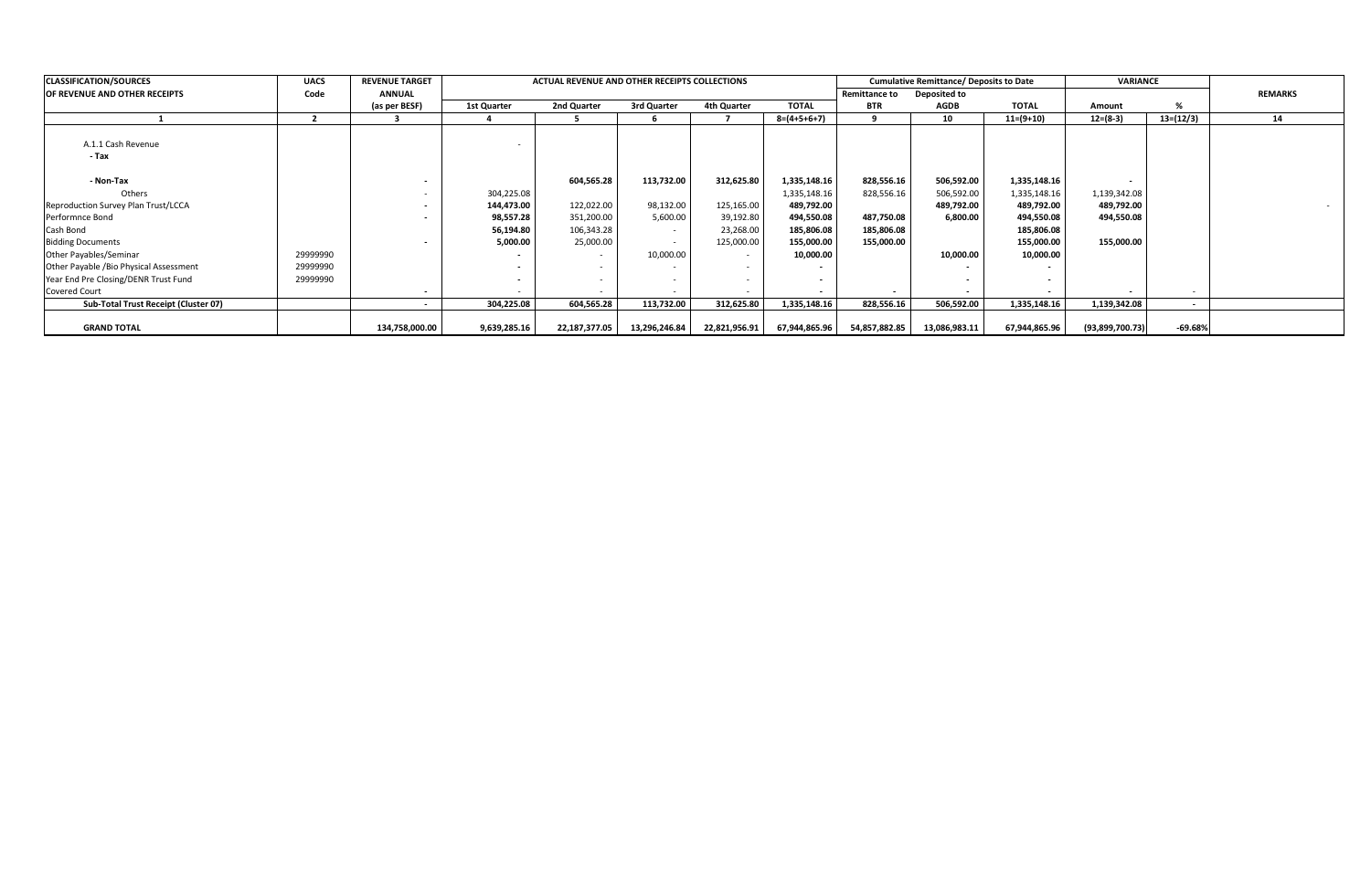| CLASSIFICATION/SOURCES OF REVENUE AND OTHER RECEIPTS | UACS Code | REVENUE TARGET ANNUAL (as per BESF) | ACTUAL REVENUE AND OTHER RECEIPTS COLLECTIONS | | | | | Cumulative Remittance/ Deposits to Date | | | VARIANCE | | REMARKS |
|---|---|---|---|---|---|---|---|---|---|---|---|---|---|
| | | | 1st Quarter | 2nd Quarter | 3rd Quarter | 4th Quarter | TOTAL | Remittance to BTR | Deposited to AGDB | TOTAL | Amount | % | |
| 1 | 2 | 3 | 4 | 5 | 6 | 7 | 8=(4+5+6+7) | 9 | 10 | 11=(9+10) | 12=(8-3) | 13=(12/3) | 14 |
| A.1.1 Cash Revenue | | | - | | | | | | | | | | |
| - Tax | | | | | | | | | | | | | |
| **- Non-Tax** | | - | | **604,565.28** | **113,732.00** | **312,625.80** | **1,335,148.16** | **828,556.16** | **506,592.00** | **1,335,148.16** | - | | |
| Others | | - | 304,225.08 | | | | 1,335,148.16 | 828,556.16 | 506,592.00 | 1,335,148.16 | 1,139,342.08 | | |
| Reproduction Survey Plan Trust/LCCA | | - | **144,473.00** | 122,022.00 | 98,132.00 | 125,165.00 | **489,792.00** | | **489,792.00** | **489,792.00** | **489,792.00** | | - |
| Performnce Bond | | - | **98,557.28** | 351,200.00 | 5,600.00 | 39,192.80 | **494,550.08** | **487,750.08** | **6,800.00** | **494,550.08** | **494,550.08** | | |
| Cash Bond | | | **56,194.80** | 106,343.28 | - | 23,268.00 | **185,806.08** | **185,806.08** | | **185,806.08** | | | |
| Bidding Documents | | - | **5,000.00** | 25,000.00 | - | 125,000.00 | **155,000.00** | **155,000.00** | | **155,000.00** | **155,000.00** | | |
| Other Payables/Seminar | 29999990 | | - | - | 10,000.00 | - | **10,000.00** | | **10,000.00** | **10,000.00** | | | |
| Other Payable /Bio Physical Assessment | 29999990 | | - | - | - | - | - | | - | - | | | |
| Year End Pre Closing/DENR Trust Fund | 29999990 | | - | - | - | - | - | | - | - | | | |
| Covered Court | | - | - | - | - | - | - | - | - | - | - | - | |
| **Sub-Total Trust Receipt (Cluster 07)** | | - | **304,225.08** | **604,565.28** | **113,732.00** | **312,625.80** | **1,335,148.16** | **828,556.16** | **506,592.00** | **1,335,148.16** | **1,139,342.08** | - | |
| **GRAND TOTAL** | | **134,758,000.00** | **9,639,285.16** | **22,187,377.05** | **13,296,246.84** | **22,821,956.91** | **67,944,865.96** | **54,857,882.85** | **13,086,983.11** | **67,944,865.96** | **(93,899,700.73)** | **-69.68%** | |